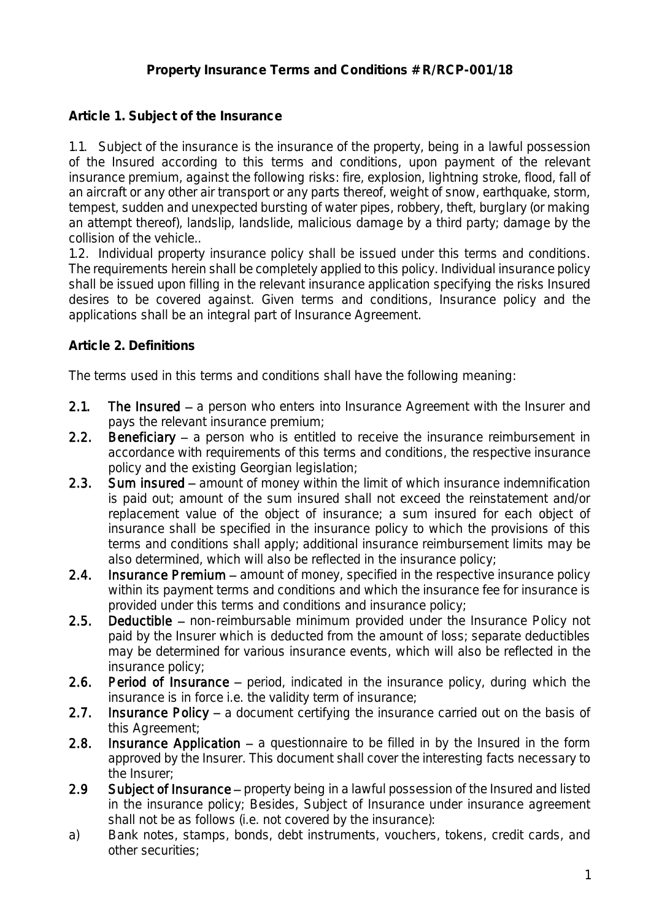**Property Insurance Terms and Conditions # R/RCP-001/18**

**Article 1. Subject of the Insurance**

1.1. Subject of the insurance is the insurance of the property, being in a lawful possession of the Insured according to this terms and conditions, upon payment of the relevant insurance premium, against the following risks: fire, explosion, lightning stroke, flood, fall of an aircraft or any other air transport or any parts thereof, weight of snow, earthquake, storm, tempest, sudden and unexpected bursting of water pipes, robbery, theft, burglary (or making an attempt thereof), landslip, landslide, malicious damage by a third party; damage by the collision of the vehicle..

1.2. Individual property insurance policy shall be issued under this terms and conditions. The requirements herein shall be completely applied to this policy. Individual insurance policy shall be issued upon filling in the relevant insurance application specifying the risks Insured desires to be covered against. Given terms and conditions, Insurance policy and the applications shall be an integral part of Insurance Agreement.

**Article 2. Definitions**

The terms used in this terms and conditions shall have the following meaning:

2.1. **The Insured** – a person who enters into Insurance Agreement with the Insurer and pays the relevant insurance premium;

2.2. **Beneficiary** – a person who is entitled to receive the insurance reimbursement in accordance with requirements of this terms and conditions, the respective insurance policy and the existing Georgian legislation;

2.3. **Sum insured** – amount of money within the limit of which insurance indemnification is paid out; amount of the sum insured shall not exceed the reinstatement and/or replacement value of the object of insurance; a sum insured for each object of insurance shall be specified in the insurance policy to which the provisions of this terms and conditions shall apply; additional insurance reimbursement limits may be also determined, which will also be reflected in the insurance policy;

2.4. **Insurance Premium** – amount of money, specified in the respective insurance policy within its payment terms and conditions and which the insurance fee for insurance is provided under this terms and conditions and insurance policy;

2.5. **Deductible** – non-reimbursable minimum provided under the Insurance Policy not paid by the Insurer which is deducted from the amount of loss; separate deductibles may be determined for various insurance events, which will also be reflected in the insurance policy;

2.6. **Period of Insurance** – period, indicated in the insurance policy, during which the insurance is in force i.e. the validity term of insurance;

2.7. **Insurance Policy** – a document certifying the insurance carried out on the basis of this Agreement;

2.8. **Insurance Application** – a questionnaire to be filled in by the Insured in the form approved by the Insurer. This document shall cover the interesting facts necessary to the Insurer;

2.9 **Subject of Insurance** – property being in a lawful possession of the Insured and listed in the insurance policy; Besides, Subject of Insurance under insurance agreement shall not be as follows (i.e. not covered by the insurance):

a) Bank notes, stamps, bonds, debt instruments, vouchers, tokens, credit cards, and other securities;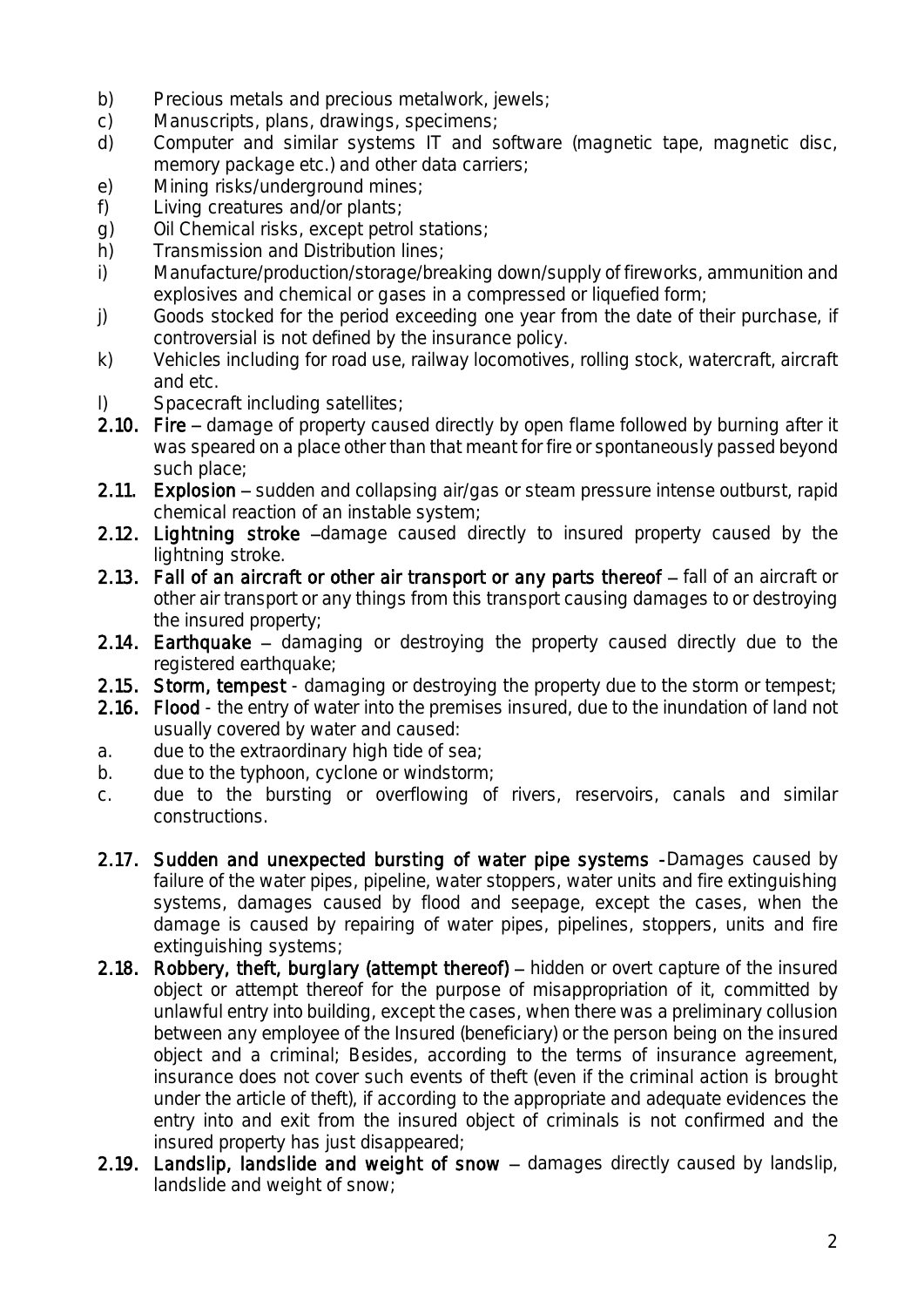b) Precious metals and precious metalwork, jewels;
c) Manuscripts, plans, drawings, specimens;
d) Computer and similar systems IT and software (magnetic tape, magnetic disc, memory package etc.) and other data carriers;
e) Mining risks/underground mines;
f) Living creatures and/or plants;
g) Oil Chemical risks, except petrol stations;
h) Transmission and Distribution lines;
i) Manufacture/production/storage/breaking down/supply of fireworks, ammunition and explosives and chemical or gases in a compressed or liquefied form;
j) Goods stocked for the period exceeding one year from the date of their purchase, if controversial is not defined by the insurance policy.
k) Vehicles including for road use, railway locomotives, rolling stock, watercraft, aircraft and etc.
l) Spacecraft including satellites;

**2.10. Fire** – damage of property caused directly by open flame followed by burning after it was speared on a place other than that meant for fire or spontaneously passed beyond such place;

**2.11. Explosion** – sudden and collapsing air/gas or steam pressure intense outburst, rapid chemical reaction of an instable system;

**2.12. Lightning stroke** –damage caused directly to insured property caused by the lightning stroke.

**2.13. Fall of an aircraft or other air transport or any parts thereof** – fall of an aircraft or other air transport or any things from this transport causing damages to or destroying the insured property;

**2.14. Earthquake** – damaging or destroying the property caused directly due to the registered earthquake;

**2.15. Storm, tempest** - damaging or destroying the property due to the storm or tempest;

**2.16. Flood** - the entry of water into the premises insured, due to the inundation of land not usually covered by water and caused:

a. due to the extraordinary high tide of sea;
b. due to the typhoon, cyclone or windstorm;
c. due to the bursting or overflowing of rivers, reservoirs, canals and similar constructions.

**2.17. Sudden and unexpected bursting of water pipe systems** -Damages caused by failure of the water pipes, pipeline, water stoppers, water units and fire extinguishing systems, damages caused by flood and seepage, except the cases, when the damage is caused by repairing of water pipes, pipelines, stoppers, units and fire extinguishing systems;

**2.18. Robbery, theft, burglary (attempt thereof)** – hidden or overt capture of the insured object or attempt thereof for the purpose of misappropriation of it, committed by unlawful entry into building, except the cases, when there was a preliminary collusion between any employee of the Insured (beneficiary) or the person being on the insured object and a criminal; Besides, according to the terms of insurance agreement, insurance does not cover such events of theft (even if the criminal action is brought under the article of theft), if according to the appropriate and adequate evidences the entry into and exit from the insured object of criminals is not confirmed and the insured property has just disappeared;

**2.19. Landslip, landslide and weight of snow** – damages directly caused by landslip, landslide and weight of snow;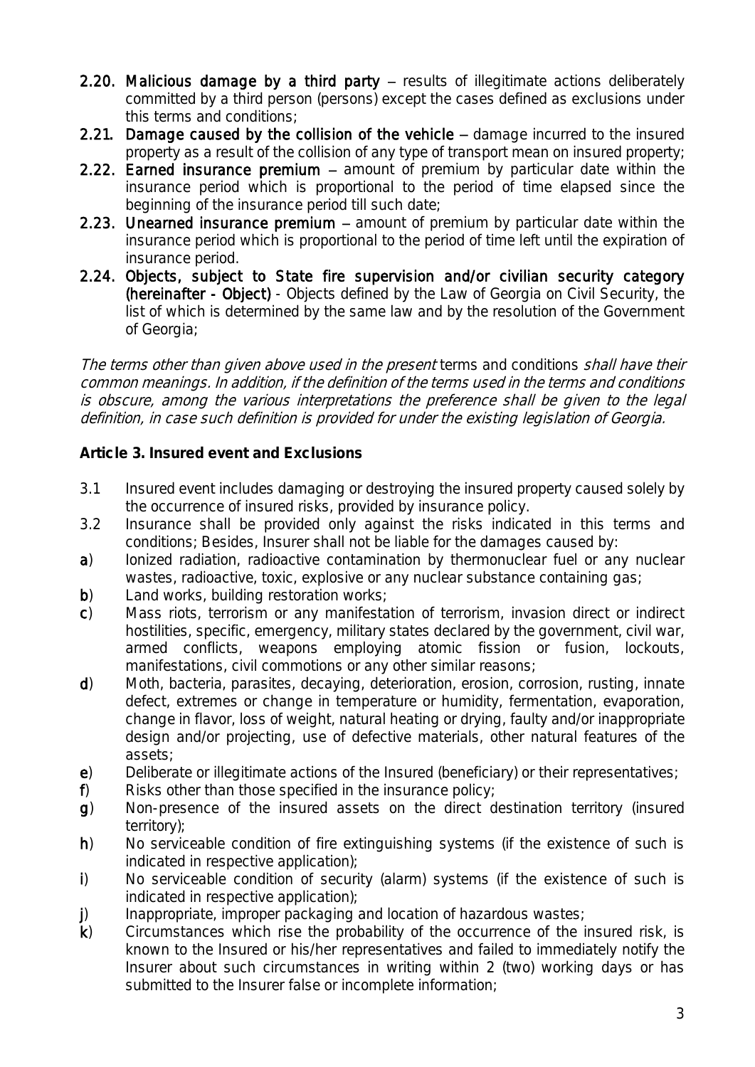- **2.20. Malicious damage by a third party** – results of illegitimate actions deliberately committed by a third person (persons) except the cases defined as exclusions under this terms and conditions;
- **2.21. Damage caused by the collision of the vehicle** – damage incurred to the insured property as a result of the collision of any type of transport mean on insured property;
- **2.22. Earned insurance premium** – amount of premium by particular date within the insurance period which is proportional to the period of time elapsed since the beginning of the insurance period till such date;
- **2.23. Unearned insurance premium** – amount of premium by particular date within the insurance period which is proportional to the period of time left until the expiration of insurance period.
- **2.24. Objects, subject to State fire supervision and/or civilian security category (hereinafter - Object)** - Objects defined by the Law of Georgia on Civil Security, the list of which is determined by the same law and by the resolution of the Government of Georgia;

*The terms other than given above used in the present* terms and conditions *shall have their common meanings. In addition, if the definition of the terms used in the terms and conditions is obscure, among the various interpretations the preference shall be given to the legal definition, in case such definition is provided for under the existing legislation of Georgia.*

**Article 3. Insured event and Exclusions**

3.1 Insured event includes damaging or destroying the insured property caused solely by the occurrence of insured risks, provided by insurance policy.

3.2 Insurance shall be provided only against the risks indicated in this terms and conditions; Besides, Insurer shall not be liable for the damages caused by:

**a**) Ionized radiation, radioactive contamination by thermonuclear fuel or any nuclear wastes, radioactive, toxic, explosive or any nuclear substance containing gas;

**b**) Land works, building restoration works;

**c**) Mass riots, terrorism or any manifestation of terrorism, invasion direct or indirect hostilities, specific, emergency, military states declared by the government, civil war, armed conflicts, weapons employing atomic fission or fusion, lockouts, manifestations, civil commotions or any other similar reasons;

**d**) Moth, bacteria, parasites, decaying, deterioration, erosion, corrosion, rusting, innate defect, extremes or change in temperature or humidity, fermentation, evaporation, change in flavor, loss of weight, natural heating or drying, faulty and/or inappropriate design and/or projecting, use of defective materials, other natural features of the assets;

**e**) Deliberate or illegitimate actions of the Insured (beneficiary) or their representatives;

**f**) Risks other than those specified in the insurance policy;

**g**) Non-presence of the insured assets on the direct destination territory (insured territory);

**h**) No serviceable condition of fire extinguishing systems (if the existence of such is indicated in respective application);

**i**) No serviceable condition of security (alarm) systems (if the existence of such is indicated in respective application);

**j**) Inappropriate, improper packaging and location of hazardous wastes;

**k**) Circumstances which rise the probability of the occurrence of the insured risk, is known to the Insured or his/her representatives and failed to immediately notify the Insurer about such circumstances in writing within 2 (two) working days or has submitted to the Insurer false or incomplete information;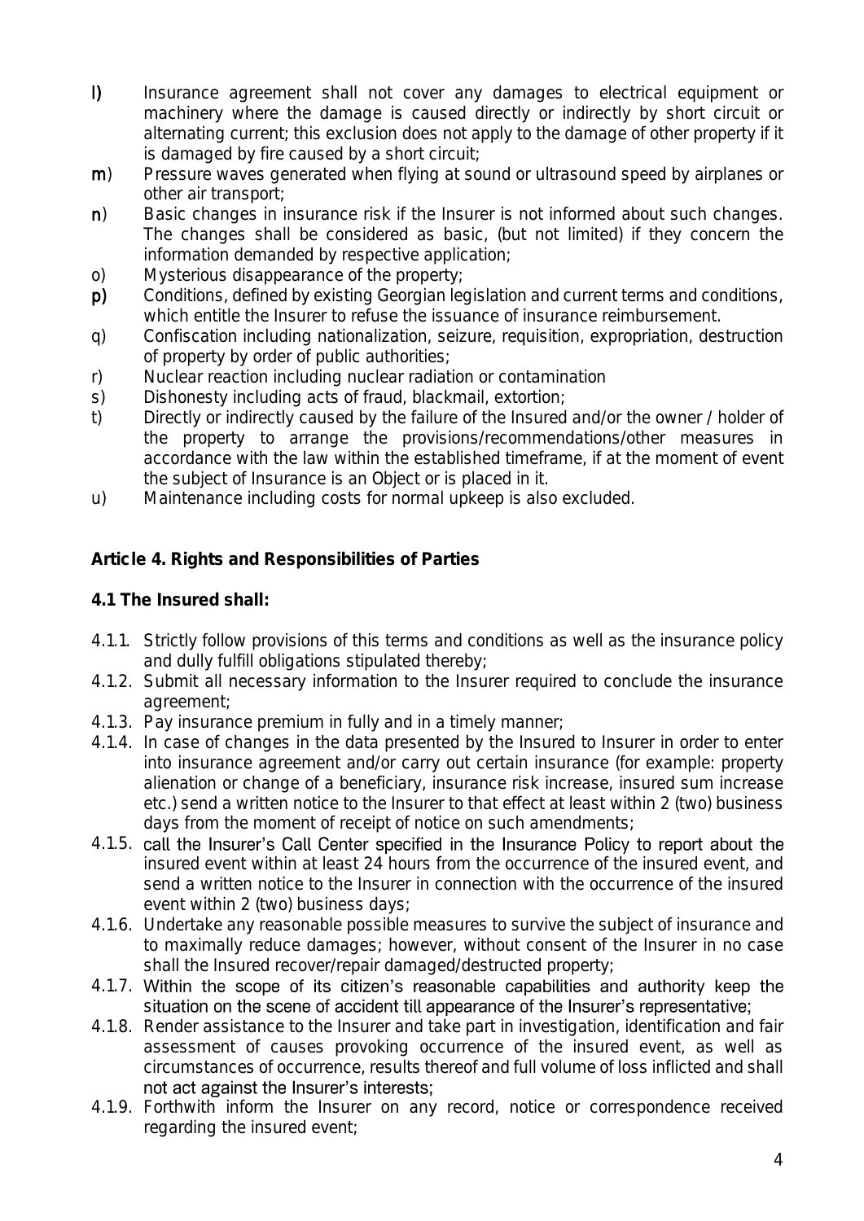l) Insurance agreement shall not cover any damages to electrical equipment or machinery where the damage is caused directly or indirectly by short circuit or alternating current; this exclusion does not apply to the damage of other property if it is damaged by fire caused by a short circuit;

m) Pressure waves generated when flying at sound or ultrasound speed by airplanes or other air transport;

n) Basic changes in insurance risk if the Insurer is not informed about such changes. The changes shall be considered as basic, (but not limited) if they concern the information demanded by respective application;

o) Mysterious disappearance of the property;

p) Conditions, defined by existing Georgian legislation and current terms and conditions, which entitle the Insurer to refuse the issuance of insurance reimbursement.

q) Confiscation including nationalization, seizure, requisition, expropriation, destruction of property by order of public authorities;

r) Nuclear reaction including nuclear radiation or contamination

s) Dishonesty including acts of fraud, blackmail, extortion;

t) Directly or indirectly caused by the failure of the Insured and/or the owner / holder of the property to arrange the provisions/recommendations/other measures in accordance with the law within the established timeframe, if at the moment of event the subject of Insurance is an Object or is placed in it.

u) Maintenance including costs for normal upkeep is also excluded.

## Article 4. Rights and Responsibilities of Parties

### 4.1 The Insured shall:

4.1.1. Strictly follow provisions of this terms and conditions as well as the insurance policy and dully fulfill obligations stipulated thereby;

4.1.2. Submit all necessary information to the Insurer required to conclude the insurance agreement;

4.1.3. Pay insurance premium in fully and in a timely manner;

4.1.4. In case of changes in the data presented by the Insured to Insurer in order to enter into insurance agreement and/or carry out certain insurance (for example: property alienation or change of a beneficiary, insurance risk increase, insured sum increase etc.) send a written notice to the Insurer to that effect at least within 2 (two) business days from the moment of receipt of notice on such amendments;

4.1.5. call the Insurer's Call Center specified in the Insurance Policy to report about the insured event within at least 24 hours from the occurrence of the insured event, and send a written notice to the Insurer in connection with the occurrence of the insured event within 2 (two) business days;

4.1.6. Undertake any reasonable possible measures to survive the subject of insurance and to maximally reduce damages; however, without consent of the Insurer in no case shall the Insured recover/repair damaged/destructed property;

4.1.7. Within the scope of its citizen's reasonable capabilities and authority keep the situation on the scene of accident till appearance of the Insurer's representative;

4.1.8. Render assistance to the Insurer and take part in investigation, identification and fair assessment of causes provoking occurrence of the insured event, as well as circumstances of occurrence, results thereof and full volume of loss inflicted and shall not act against the Insurer's interests;

4.1.9. Forthwith inform the Insurer on any record, notice or correspondence received regarding the insured event;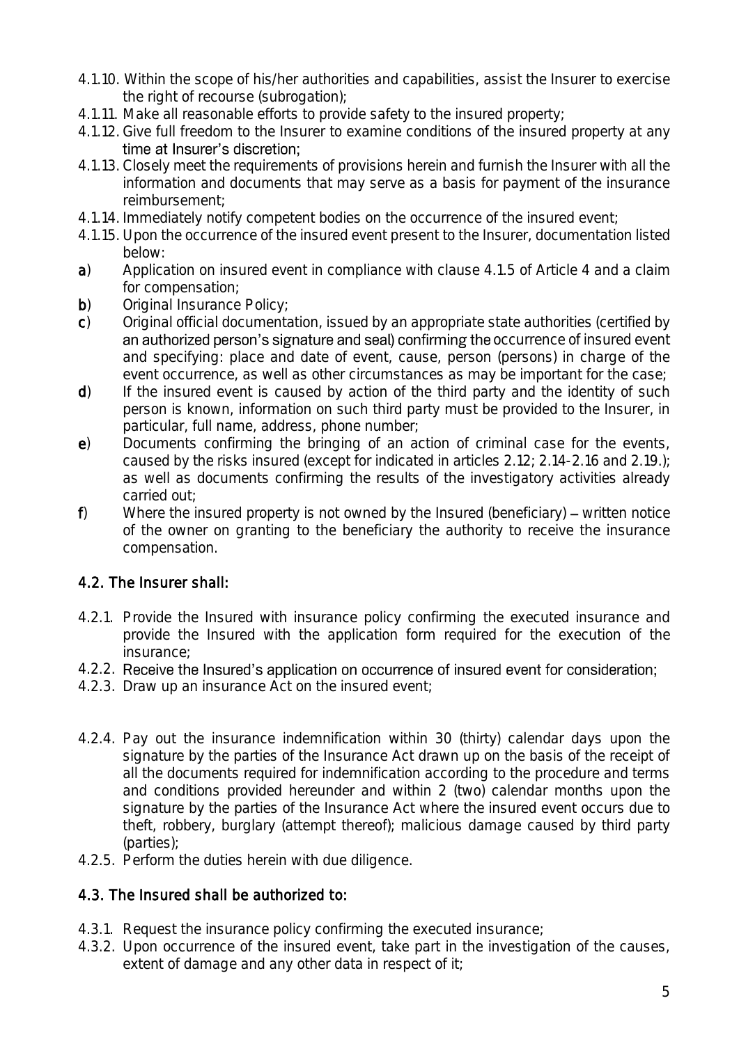4.1.10. Within the scope of his/her authorities and capabilities, assist the Insurer to exercise the right of recourse (subrogation);

4.1.11. Make all reasonable efforts to provide safety to the insured property;

4.1.12. Give full freedom to the Insurer to examine conditions of the insured property at any time at Insurer's discretion;

4.1.13. Closely meet the requirements of provisions herein and furnish the Insurer with all the information and documents that may serve as a basis for payment of the insurance reimbursement;

4.1.14. Immediately notify competent bodies on the occurrence of the insured event;

4.1.15. Upon the occurrence of the insured event present to the Insurer, documentation listed below:

**a**) Application on insured event in compliance with clause 4.1.5 of Article 4 and a claim for compensation;

**b**) Original Insurance Policy;

**c**) Original official documentation, issued by an appropriate state authorities (certified by an authorized person's signature and seal) confirming the occurrence of insured event and specifying: place and date of event, cause, person (persons) in charge of the event occurrence, as well as other circumstances as may be important for the case;

**d**) If the insured event is caused by action of the third party and the identity of such person is known, information on such third party must be provided to the Insurer, in particular, full name, address, phone number;

**e**) Documents confirming the bringing of an action of criminal case for the events, caused by the risks insured (except for indicated in articles 2.12; 2.14-2.16 and 2.19.); as well as documents confirming the results of the investigatory activities already carried out;

**f**) Where the insured property is not owned by the Insured (beneficiary) – written notice of the owner on granting to the beneficiary the authority to receive the insurance compensation.

## 4.2. The Insurer shall:

4.2.1. Provide the Insured with insurance policy confirming the executed insurance and provide the Insured with the application form required for the execution of the insurance;

4.2.2. Receive the Insured's application on occurrence of insured event for consideration;

4.2.3. Draw up an insurance Act on the insured event;

4.2.4. Pay out the insurance indemnification within 30 (thirty) calendar days upon the signature by the parties of the Insurance Act drawn up on the basis of the receipt of all the documents required for indemnification according to the procedure and terms and conditions provided hereunder and within 2 (two) calendar months upon the signature by the parties of the Insurance Act where the insured event occurs due to theft, robbery, burglary (attempt thereof); malicious damage caused by third party (parties);

4.2.5. Perform the duties herein with due diligence.

## 4.3. The Insured shall be authorized to:

4.3.1. Request the insurance policy confirming the executed insurance;

4.3.2. Upon occurrence of the insured event, take part in the investigation of the causes, extent of damage and any other data in respect of it;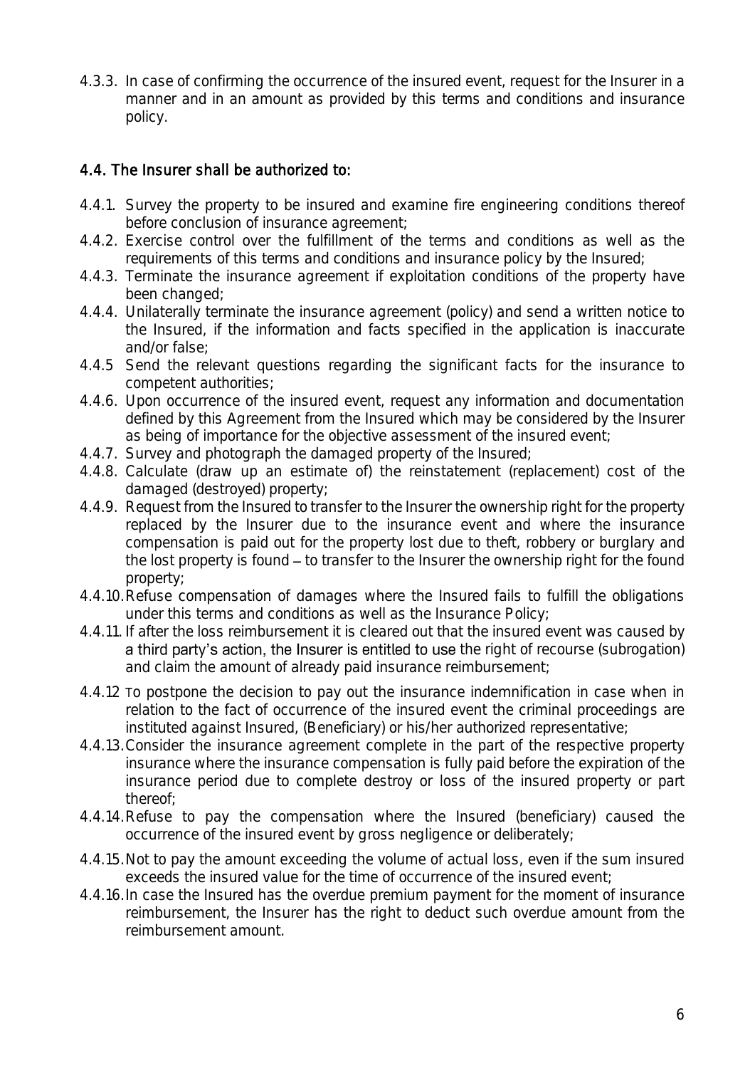4.3.3. In case of confirming the occurrence of the insured event, request for the Insurer in a manner and in an amount as provided by this terms and conditions and insurance policy.

### 4.4. The Insurer shall be authorized to:

4.4.1. Survey the property to be insured and examine fire engineering conditions thereof before conclusion of insurance agreement;

4.4.2. Exercise control over the fulfillment of the terms and conditions as well as the requirements of this terms and conditions and insurance policy by the Insured;

4.4.3. Terminate the insurance agreement if exploitation conditions of the property have been changed;

4.4.4. Unilaterally terminate the insurance agreement (policy) and send a written notice to the Insured, if the information and facts specified in the application is inaccurate and/or false;

4.4.5 Send the relevant questions regarding the significant facts for the insurance to competent authorities;

4.4.6. Upon occurrence of the insured event, request any information and documentation defined by this Agreement from the Insured which may be considered by the Insurer as being of importance for the objective assessment of the insured event;

4.4.7. Survey and photograph the damaged property of the Insured;

4.4.8. Calculate (draw up an estimate of) the reinstatement (replacement) cost of the damaged (destroyed) property;

4.4.9. Request from the Insured to transfer to the Insurer the ownership right for the property replaced by the Insurer due to the insurance event and where the insurance compensation is paid out for the property lost due to theft, robbery or burglary and the lost property is found – to transfer to the Insurer the ownership right for the found property;

4.4.10. Refuse compensation of damages where the Insured fails to fulfill the obligations under this terms and conditions as well as the Insurance Policy;

4.4.11. If after the loss reimbursement it is cleared out that the insured event was caused by a third party's action, the Insurer is entitled to use the right of recourse (subrogation) and claim the amount of already paid insurance reimbursement;

4.4.12 To postpone the decision to pay out the insurance indemnification in case when in relation to the fact of occurrence of the insured event the criminal proceedings are instituted against Insured, (Beneficiary) or his/her authorized representative;

4.4.13. Consider the insurance agreement complete in the part of the respective property insurance where the insurance compensation is fully paid before the expiration of the insurance period due to complete destroy or loss of the insured property or part thereof;

4.4.14. Refuse to pay the compensation where the Insured (beneficiary) caused the occurrence of the insured event by gross negligence or deliberately;

4.4.15. Not to pay the amount exceeding the volume of actual loss, even if the sum insured exceeds the insured value for the time of occurrence of the insured event;

4.4.16. In case the Insured has the overdue premium payment for the moment of insurance reimbursement, the Insurer has the right to deduct such overdue amount from the reimbursement amount.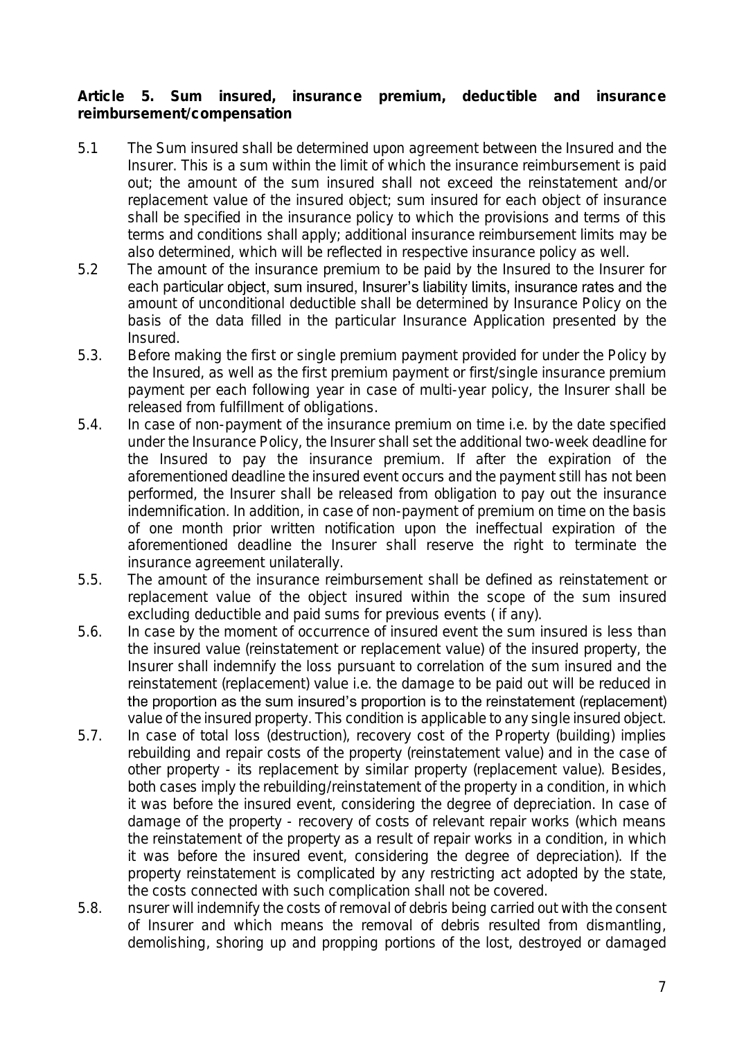**Article 5. Sum insured, insurance premium, deductible and insurance reimbursement/compensation**

5.1 The Sum insured shall be determined upon agreement between the Insured and the Insurer. This is a sum within the limit of which the insurance reimbursement is paid out; the amount of the sum insured shall not exceed the reinstatement and/or replacement value of the insured object; sum insured for each object of insurance shall be specified in the insurance policy to which the provisions and terms of this terms and conditions shall apply; additional insurance reimbursement limits may be also determined, which will be reflected in respective insurance policy as well.

5.2 The amount of the insurance premium to be paid by the Insured to the Insurer for each particular object, sum insured, Insurer's liability limits, insurance rates and the amount of unconditional deductible shall be determined by Insurance Policy on the basis of the data filled in the particular Insurance Application presented by the Insured.

5.3. Before making the first or single premium payment provided for under the Policy by the Insured, as well as the first premium payment or first/single insurance premium payment per each following year in case of multi-year policy, the Insurer shall be released from fulfillment of obligations.

5.4. In case of non-payment of the insurance premium on time i.e. by the date specified under the Insurance Policy, the Insurer shall set the additional two-week deadline for the Insured to pay the insurance premium. If after the expiration of the aforementioned deadline the insured event occurs and the payment still has not been performed, the Insurer shall be released from obligation to pay out the insurance indemnification. In addition, in case of non-payment of premium on time on the basis of one month prior written notification upon the ineffectual expiration of the aforementioned deadline the Insurer shall reserve the right to terminate the insurance agreement unilaterally.

5.5. The amount of the insurance reimbursement shall be defined as reinstatement or replacement value of the object insured within the scope of the sum insured excluding deductible and paid sums for previous events ( if any).

5.6. In case by the moment of occurrence of insured event the sum insured is less than the insured value (reinstatement or replacement value) of the insured property, the Insurer shall indemnify the loss pursuant to correlation of the sum insured and the reinstatement (replacement) value i.e. the damage to be paid out will be reduced in the proportion as the sum insured's proportion is to the reinstatement (replacement) value of the insured property. This condition is applicable to any single insured object.

5.7. In case of total loss (destruction), recovery cost of the Property (building) implies rebuilding and repair costs of the property (reinstatement value) and in the case of other property - its replacement by similar property (replacement value). Besides, both cases imply the rebuilding/reinstatement of the property in a condition, in which it was before the insured event, considering the degree of depreciation. In case of damage of the property - recovery of costs of relevant repair works (which means the reinstatement of the property as a result of repair works in a condition, in which it was before the insured event, considering the degree of depreciation). If the property reinstatement is complicated by any restricting act adopted by the state, the costs connected with such complication shall not be covered.

5.8. nsurer will indemnify the costs of removal of debris being carried out with the consent of Insurer and which means the removal of debris resulted from dismantling, demolishing, shoring up and propping portions of the lost, destroyed or damaged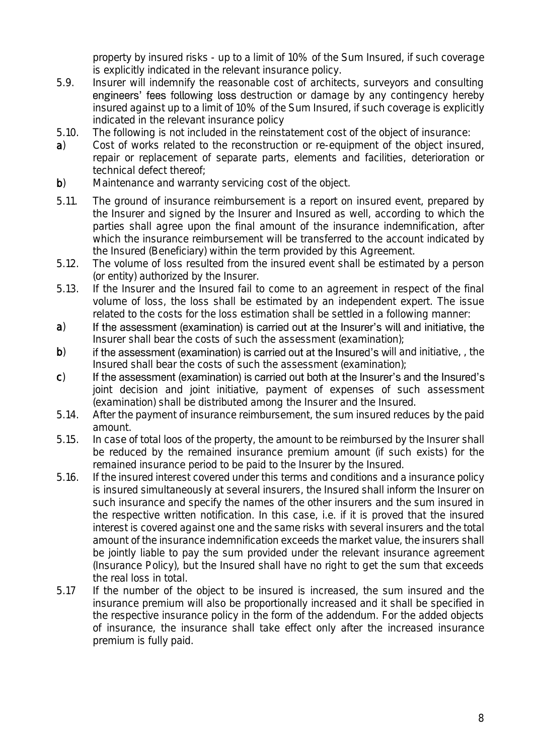property by insured risks - up to a limit of 10% of the Sum Insured, if such coverage is explicitly indicated in the relevant insurance policy.

5.9. Insurer will indemnify the reasonable cost of architects, surveyors and consulting engineers' fees following loss destruction or damage by any contingency hereby insured against up to a limit of 10% of the Sum Insured, if such coverage is explicitly indicated in the relevant insurance policy

5.10. The following is not included in the reinstatement cost of the object of insurance:

**a**) Cost of works related to the reconstruction or re-equipment of the object insured, repair or replacement of separate parts, elements and facilities, deterioration or technical defect thereof;

**b**) Maintenance and warranty servicing cost of the object.

5.11. The ground of insurance reimbursement is a report on insured event, prepared by the Insurer and signed by the Insurer and Insured as well, according to which the parties shall agree upon the final amount of the insurance indemnification, after which the insurance reimbursement will be transferred to the account indicated by the Insured (Beneficiary) within the term provided by this Agreement.

5.12. The volume of loss resulted from the insured event shall be estimated by a person (or entity) authorized by the Insurer.

5.13. If the Insurer and the Insured fail to come to an agreement in respect of the final volume of loss, the loss shall be estimated by an independent expert. The issue related to the costs for the loss estimation shall be settled in a following manner:

**a**) If the assessment (examination) is carried out at the Insurer's will and initiative, the Insurer shall bear the costs of such the assessment (examination);

**b**) if the assessment (examination) is carried out at the Insured's will and initiative, , the Insured shall bear the costs of such the assessment (examination);

**c**) If the assessment (examination) is carried out both at the Insurer's and the Insured's joint decision and joint initiative, payment of expenses of such assessment (examination) shall be distributed among the Insurer and the Insured.

5.14. After the payment of insurance reimbursement, the sum insured reduces by the paid amount.

5.15. In case of total loos of the property, the amount to be reimbursed by the Insurer shall be reduced by the remained insurance premium amount (if such exists) for the remained insurance period to be paid to the Insurer by the Insured.

5.16. If the insured interest covered under this terms and conditions and a insurance policy is insured simultaneously at several insurers, the Insured shall inform the Insurer on such insurance and specify the names of the other insurers and the sum insured in the respective written notification. In this case, i.e. if it is proved that the insured interest is covered against one and the same risks with several insurers and the total amount of the insurance indemnification exceeds the market value, the insurers shall be jointly liable to pay the sum provided under the relevant insurance agreement (Insurance Policy), but the Insured shall have no right to get the sum that exceeds the real loss in total.

5.17 If the number of the object to be insured is increased, the sum insured and the insurance premium will also be proportionally increased and it shall be specified in the respective insurance policy in the form of the addendum. For the added objects of insurance, the insurance shall take effect only after the increased insurance premium is fully paid.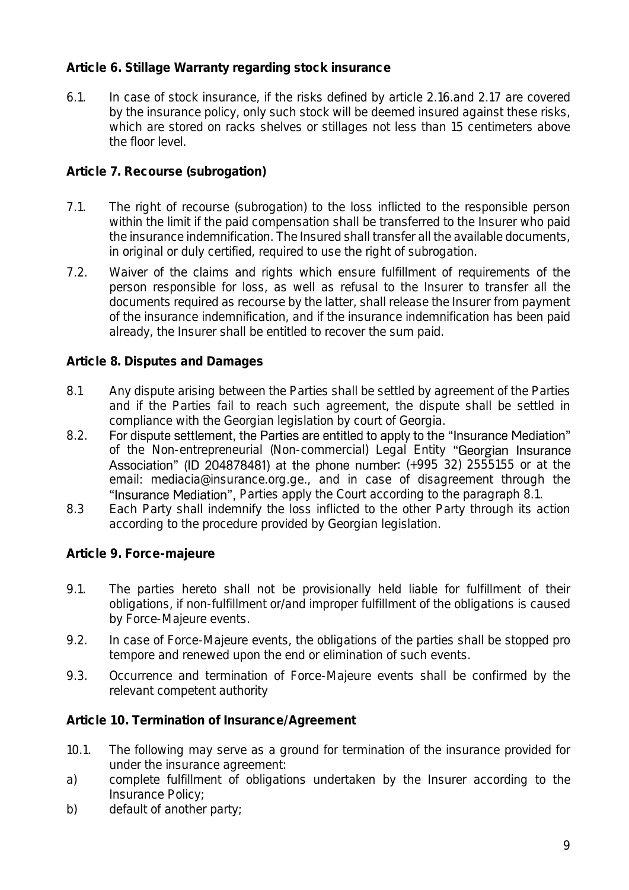**Article 6. Stillage Warranty regarding stock insurance**

6.1. In case of stock insurance, if the risks defined by article 2.16.and 2.17 are covered by the insurance policy, only such stock will be deemed insured against these risks, which are stored on racks shelves or stillages not less than 15 centimeters above the floor level.

**Article 7. Recourse (subrogation)**

7.1. The right of recourse (subrogation) to the loss inflicted to the responsible person within the limit if the paid compensation shall be transferred to the Insurer who paid the insurance indemnification. The Insured shall transfer all the available documents, in original or duly certified, required to use the right of subrogation.

7.2. Waiver of the claims and rights which ensure fulfillment of requirements of the person responsible for loss, as well as refusal to the Insurer to transfer all the documents required as recourse by the latter, shall release the Insurer from payment of the insurance indemnification, and if the insurance indemnification has been paid already, the Insurer shall be entitled to recover the sum paid.

**Article 8. Disputes and Damages**

8.1 Any dispute arising between the Parties shall be settled by agreement of the Parties and if the Parties fail to reach such agreement, the dispute shall be settled in compliance with the Georgian legislation by court of Georgia.

8.2. For dispute settlement, the Parties are entitled to apply to the "Insurance Mediation" of the Non-entrepreneurial (Non-commercial) Legal Entity "Georgian Insurance Association" (ID 204878481) at the phone number: (+995 32) 2555155 or at the email: mediacia@insurance.org.ge., and in case of disagreement through the "Insurance Mediation", Parties apply the Court according to the paragraph 8.1.

8.3 Each Party shall indemnify the loss inflicted to the other Party through its action according to the procedure provided by Georgian legislation.

**Article 9. Force-majeure**

9.1. The parties hereto shall not be provisionally held liable for fulfillment of their obligations, if non-fulfillment or/and improper fulfillment of the obligations is caused by Force-Majeure events.

9.2. In case of Force-Majeure events, the obligations of the parties shall be stopped pro tempore and renewed upon the end or elimination of such events.

9.3. Occurrence and termination of Force-Majeure events shall be confirmed by the relevant competent authority

**Article 10. Termination of Insurance/Agreement**

10.1. The following may serve as a ground for termination of the insurance provided for under the insurance agreement:

a) complete fulfillment of obligations undertaken by the Insurer according to the Insurance Policy;

b) default of another party;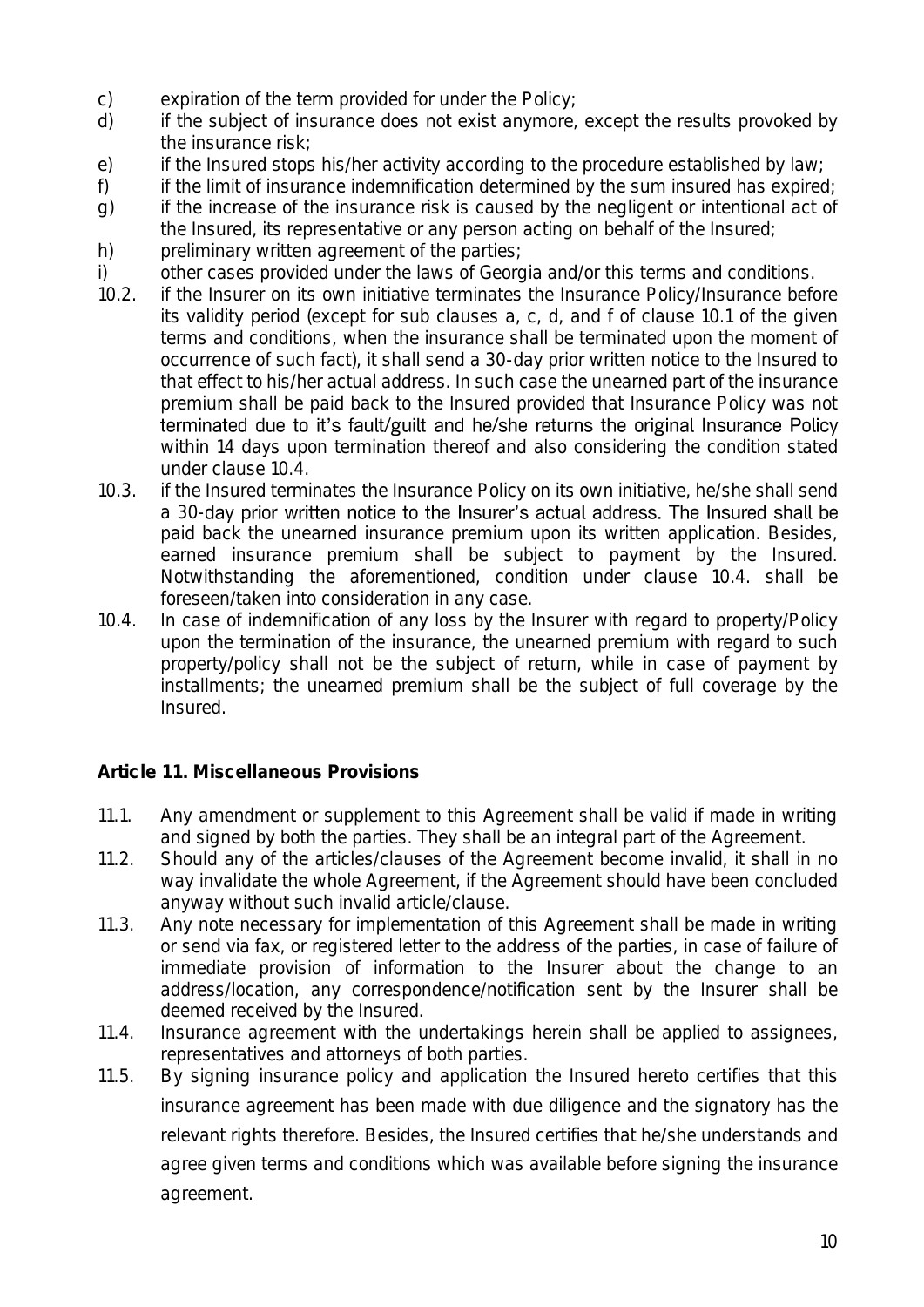c) expiration of the term provided for under the Policy;

d) if the subject of insurance does not exist anymore, except the results provoked by the insurance risk;

e) if the Insured stops his/her activity according to the procedure established by law;

f) if the limit of insurance indemnification determined by the sum insured has expired;

g) if the increase of the insurance risk is caused by the negligent or intentional act of the Insured, its representative or any person acting on behalf of the Insured;

h) preliminary written agreement of the parties;

i) other cases provided under the laws of Georgia and/or this terms and conditions.

10.2. if the Insurer on its own initiative terminates the Insurance Policy/Insurance before its validity period (except for sub clauses a, c, d, and f of clause 10.1 of the given terms and conditions, when the insurance shall be terminated upon the moment of occurrence of such fact), it shall send a 30-day prior written notice to the Insured to that effect to his/her actual address. In such case the unearned part of the insurance premium shall be paid back to the Insured provided that Insurance Policy was not terminated due to it's fault/guilt and he/she returns the original Insurance Policy within 14 days upon termination thereof and also considering the condition stated under clause 10.4.

10.3. if the Insured terminates the Insurance Policy on its own initiative, he/she shall send a 30-day prior written notice to the Insurer's actual address. The Insured shall be paid back the unearned insurance premium upon its written application. Besides, earned insurance premium shall be subject to payment by the Insured. Notwithstanding the aforementioned, condition under clause 10.4. shall be foreseen/taken into consideration in any case.

10.4. In case of indemnification of any loss by the Insurer with regard to property/Policy upon the termination of the insurance, the unearned premium with regard to such property/policy shall not be the subject of return, while in case of payment by installments; the unearned premium shall be the subject of full coverage by the Insured.

**Article 11. Miscellaneous Provisions**

11.1. Any amendment or supplement to this Agreement shall be valid if made in writing and signed by both the parties. They shall be an integral part of the Agreement.

11.2. Should any of the articles/clauses of the Agreement become invalid, it shall in no way invalidate the whole Agreement, if the Agreement should have been concluded anyway without such invalid article/clause.

11.3. Any note necessary for implementation of this Agreement shall be made in writing or send via fax, or registered letter to the address of the parties, in case of failure of immediate provision of information to the Insurer about the change to an address/location, any correspondence/notification sent by the Insurer shall be deemed received by the Insured.

11.4. Insurance agreement with the undertakings herein shall be applied to assignees, representatives and attorneys of both parties.

11.5. By signing insurance policy and application the Insured hereto certifies that this insurance agreement has been made with due diligence and the signatory has the relevant rights therefore. Besides, the Insured certifies that he/she understands and agree given terms and conditions which was available before signing the insurance agreement.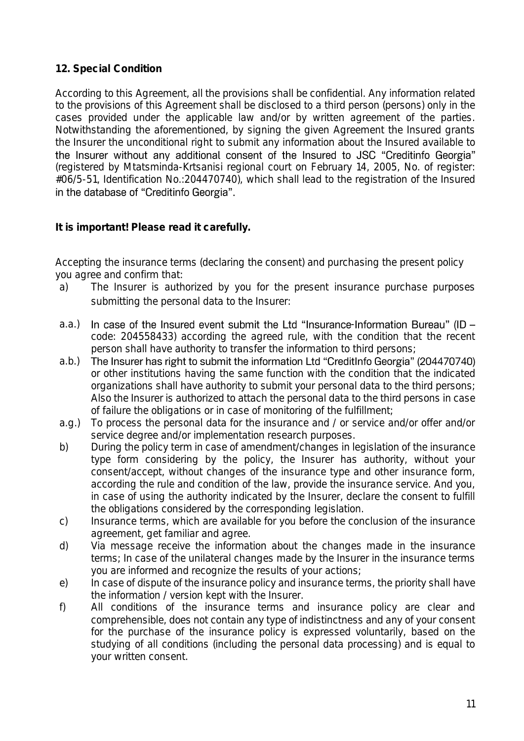## 12. Special Condition

According to this Agreement, all the provisions shall be confidential. Any information related to the provisions of this Agreement shall be disclosed to a third person (persons) only in the cases provided under the applicable law and/or by written agreement of the parties. Notwithstanding the aforementioned, by signing the given Agreement the Insured grants the Insurer the unconditional right to submit any information about the Insured available to the Insurer without any additional consent of the Insured to JSC "Creditinfo Georgia" (registered by Mtatsminda-Krtsanisi regional court on February 14, 2005, No. of register: #06/5-51, Identification No.:204470740), which shall lead to the registration of the Insured in the database of "Creditinfo Georgia".

**It is important! Please read it carefully.**

Accepting the insurance terms (declaring the consent) and purchasing the present policy you agree and confirm that:

a) The Insurer is authorized by you for the present insurance purchase purposes submitting the personal data to the Insurer:

a.a.) In case of the Insured event submit the Ltd "Insurance-Information Bureau" (ID – code: 204558433) according the agreed rule, with the condition that the recent person shall have authority to transfer the information to third persons;

a.b.) The Insurer has right to submit the information Ltd "CreditInfo Georgia" (204470740) or other institutions having the same function with the condition that the indicated organizations shall have authority to submit your personal data to the third persons; Also the Insurer is authorized to attach the personal data to the third persons in case of failure the obligations or in case of monitoring of the fulfillment;

a.g.) To process the personal data for the insurance and / or service and/or offer and/or service degree and/or implementation research purposes.

b) During the policy term in case of amendment/changes in legislation of the insurance type form considering by the policy, the Insurer has authority, without your consent/accept, without changes of the insurance type and other insurance form, according the rule and condition of the law, provide the insurance service. And you, in case of using the authority indicated by the Insurer, declare the consent to fulfill the obligations considered by the corresponding legislation.

c) Insurance terms, which are available for you before the conclusion of the insurance agreement, get familiar and agree.

d) Via message receive the information about the changes made in the insurance terms; In case of the unilateral changes made by the Insurer in the insurance terms you are informed and recognize the results of your actions;

e) In case of dispute of the insurance policy and insurance terms, the priority shall have the information / version kept with the Insurer.

f) All conditions of the insurance terms and insurance policy are clear and comprehensible, does not contain any type of indistinctness and any of your consent for the purchase of the insurance policy is expressed voluntarily, based on the studying of all conditions (including the personal data processing) and is equal to your written consent.